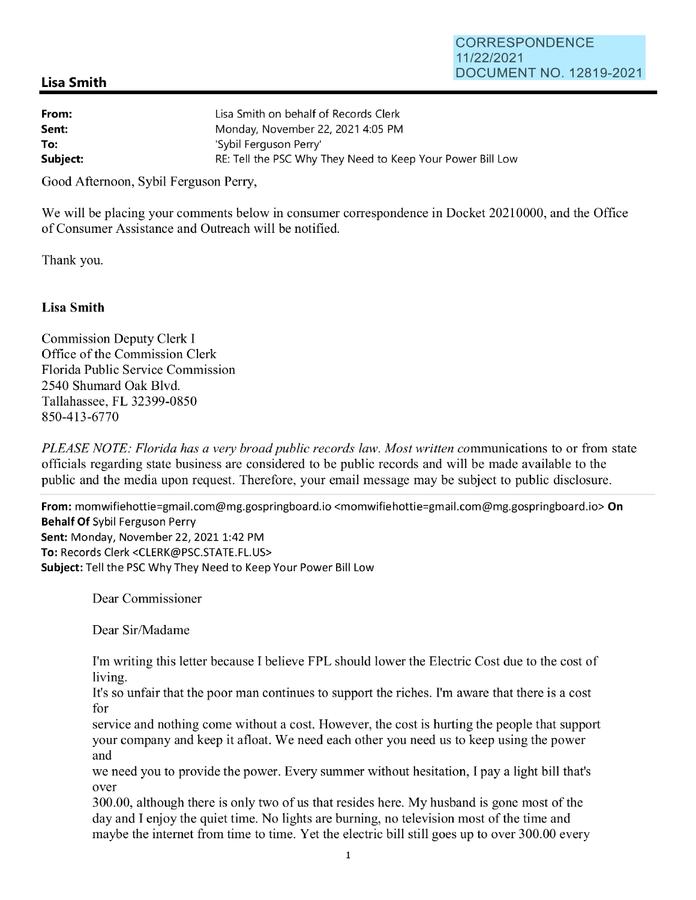CORRESPONDENCE
11/22/2021
DOCUMENT NO. 12819-2021

## Lisa Smith

**From:** Lisa Smith on behalf of Records Clerk
**Sent:** Monday, November 22, 2021 4:05 PM
**To:** 'Sybil Ferguson Perry'
**Subject:** RE: Tell the PSC Why They Need to Keep Your Power Bill Low

Good Afternoon, Sybil Ferguson Perry,

We will be placing your comments below in consumer correspondence in Docket 20210000, and the Office of Consumer Assistance and Outreach will be notified.

Thank you.

**Lisa Smith**

Commission Deputy Clerk I
Office of the Commission Clerk
Florida Public Service Commission
2540 Shumard Oak Blvd.
Tallahassee, FL 32399-0850
850-413-6770

*PLEASE NOTE: Florida has a very broad public records law. Most written co*mmunications to or from state officials regarding state business are considered to be public records and will be made available to the public and the media upon request. Therefore, your email message may be subject to public disclosure.

---

**From:** momwifiehottie=gmail.com@mg.gospringboard.io <momwifiehottie=gmail.com@mg.gospringboard.io> **On Behalf Of** Sybil Ferguson Perry
**Sent:** Monday, November 22, 2021 1:42 PM
**To:** Records Clerk <CLERK@PSC.STATE.FL.US>
**Subject:** Tell the PSC Why They Need to Keep Your Power Bill Low

Dear Commissioner

Dear Sir/Madame

I'm writing this letter because I believe FPL should lower the Electric Cost due to the cost of living.
It's so unfair that the poor man continues to support the riches. I'm aware that there is a cost for
service and nothing come without a cost. However, the cost is hurting the people that support your company and keep it afloat. We need each other you need us to keep using the power and
we need you to provide the power. Every summer without hesitation, I pay a light bill that's over
300.00, although there is only two of us that resides here. My husband is gone most of the day and I enjoy the quiet time. No lights are burning, no television most of the time and maybe the internet from time to time. Yet the electric bill still goes up to over 300.00 every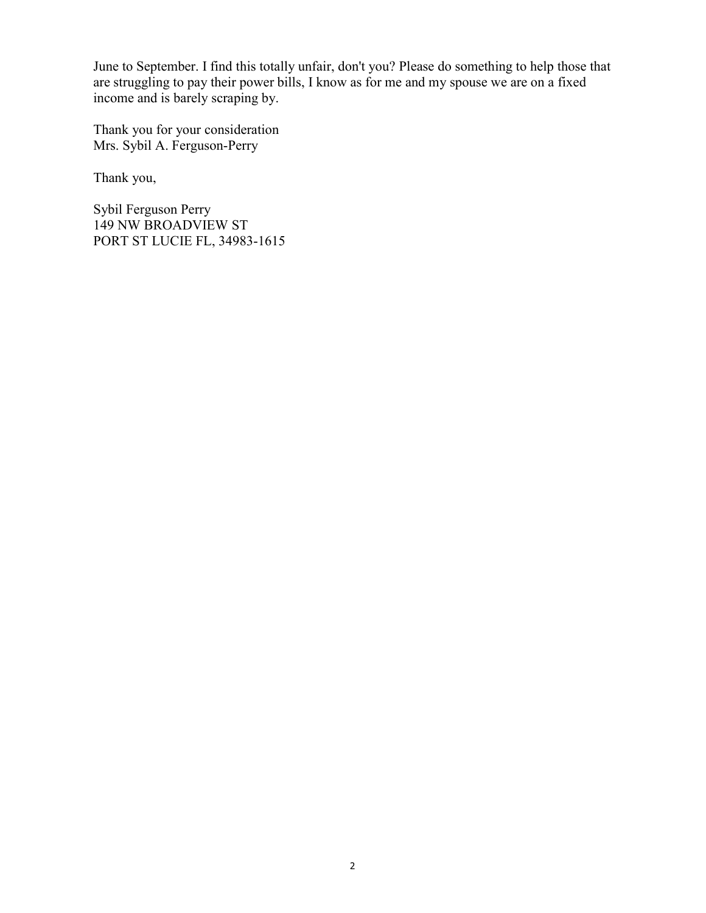June to September. I find this totally unfair, don't you? Please do something to help those that are struggling to pay their power bills, I know as for me and my spouse we are on a fixed income and is barely scraping by.

Thank you for your consideration
Mrs. Sybil A. Ferguson-Perry

Thank you,

Sybil Ferguson Perry
149 NW BROADVIEW ST
PORT ST LUCIE FL, 34983-1615